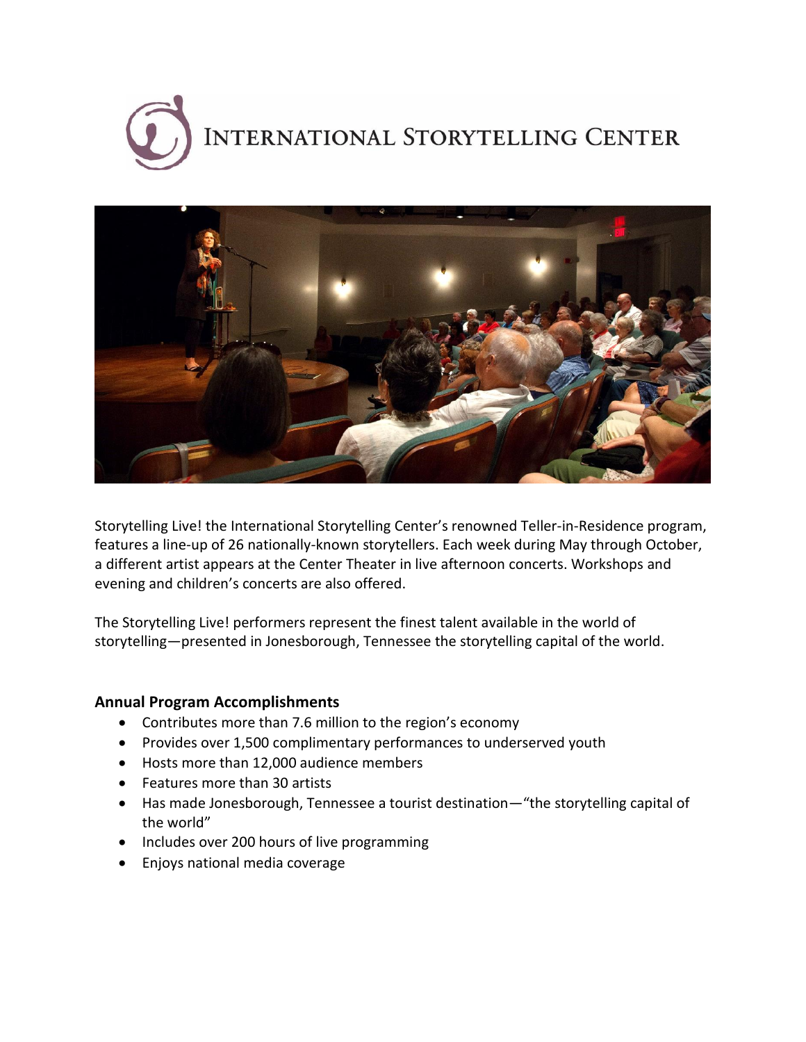# International Storytelling Center

Storytelling Live! the International Storytelling Center's renowned Teller-in-Residence program, features a line-up of 26 nationally-known storytellers. Each week during May through October, a different artist appears at the Center Theater in live afternoon concerts. Workshops and evening and children's concerts are also offered.

The Storytelling Live! performers represent the finest talent available in the world of storytelling—presented in Jonesborough, Tennessee the storytelling capital of the world.

### Annual Program Accomplishments

- Contributes more than 7.6 million to the region's economy
- Provides over 1,500 complimentary performances to underserved youth
- Hosts more than 12,000 audience members
- Features more than 30 artists
- Has made Jonesborough, Tennessee a tourist destination—"the storytelling capital of the world"
- Includes over 200 hours of live programming
- Enjoys national media coverage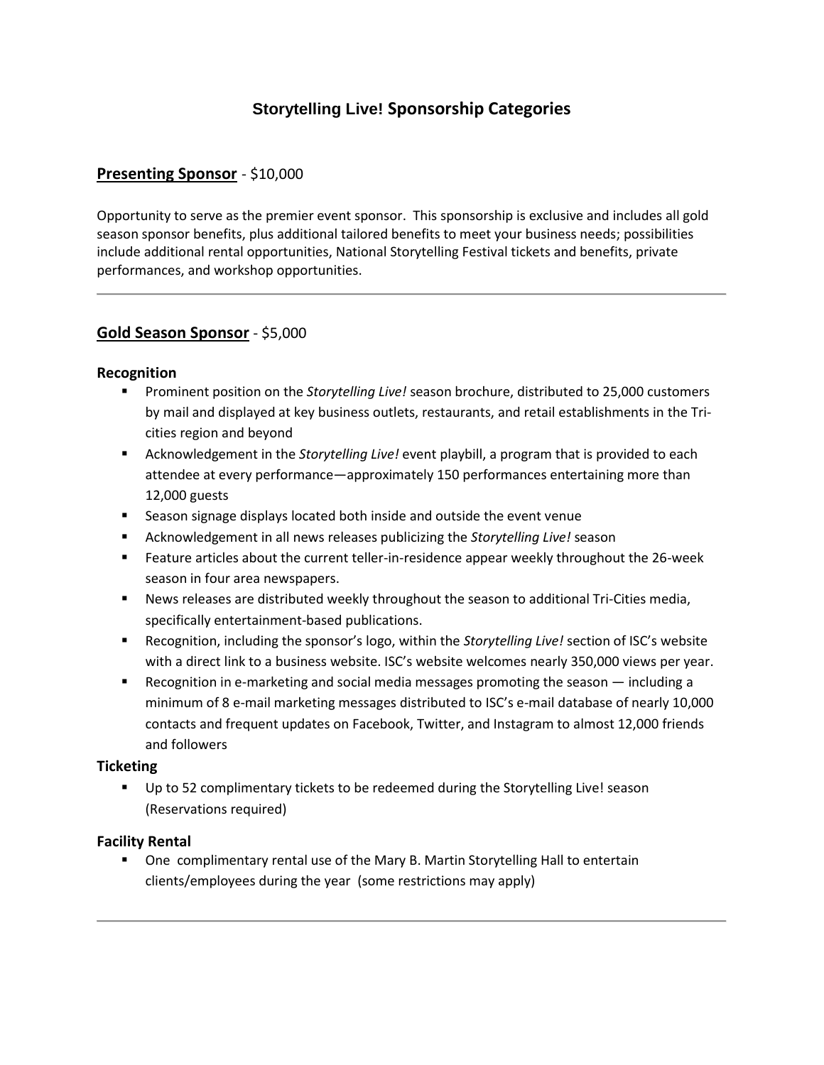# Storytelling Live! Sponsorship Categories

## **Presenting Sponsor** - $10,000

Opportunity to serve as the premier event sponsor. This sponsorship is exclusive and includes all gold season sponsor benefits, plus additional tailored benefits to meet your business needs; possibilities include additional rental opportunities, National Storytelling Festival tickets and benefits, private performances, and workshop opportunities.

---

## **Gold Season Sponsor** - $5,000

### Recognition

- Prominent position on the *Storytelling Live!* season brochure, distributed to 25,000 customers by mail and displayed at key business outlets, restaurants, and retail establishments in the Tri-cities region and beyond
- Acknowledgement in the *Storytelling Live!* event playbill, a program that is provided to each attendee at every performance—approximately 150 performances entertaining more than 12,000 guests
- Season signage displays located both inside and outside the event venue
- Acknowledgement in all news releases publicizing the *Storytelling Live!* season
- Feature articles about the current teller-in-residence appear weekly throughout the 26-week season in four area newspapers.
- News releases are distributed weekly throughout the season to additional Tri-Cities media, specifically entertainment-based publications.
- Recognition, including the sponsor's logo, within the *Storytelling Live!* section of ISC's website with a direct link to a business website. ISC's website welcomes nearly 350,000 views per year.
- Recognition in e-marketing and social media messages promoting the season — including a minimum of 8 e-mail marketing messages distributed to ISC's e-mail database of nearly 10,000 contacts and frequent updates on Facebook, Twitter, and Instagram to almost 12,000 friends and followers

### Ticketing

- Up to 52 complimentary tickets to be redeemed during the Storytelling Live! season (Reservations required)

### Facility Rental

- One complimentary rental use of the Mary B. Martin Storytelling Hall to entertain clients/employees during the year (some restrictions may apply)

---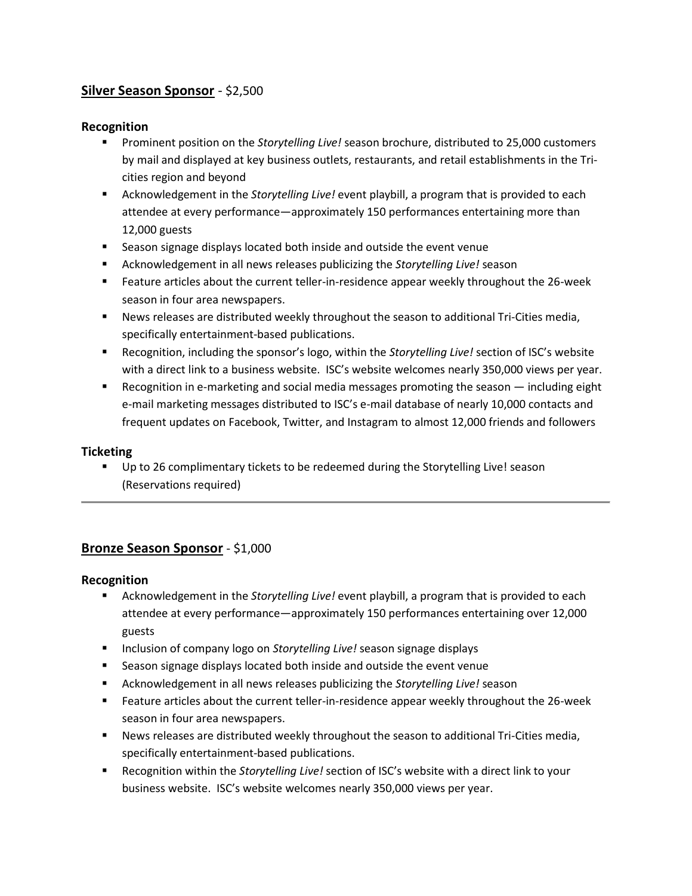## **Silver Season Sponsor** - $2,500

### Recognition

- Prominent position on the *Storytelling Live!* season brochure, distributed to 25,000 customers by mail and displayed at key business outlets, restaurants, and retail establishments in the Tri-cities region and beyond
- Acknowledgement in the *Storytelling Live!* event playbill, a program that is provided to each attendee at every performance—approximately 150 performances entertaining more than 12,000 guests
- Season signage displays located both inside and outside the event venue
- Acknowledgement in all news releases publicizing the *Storytelling Live!* season
- Feature articles about the current teller-in-residence appear weekly throughout the 26-week season in four area newspapers.
- News releases are distributed weekly throughout the season to additional Tri-Cities media, specifically entertainment-based publications.
- Recognition, including the sponsor's logo, within the *Storytelling Live!* section of ISC's website with a direct link to a business website. ISC's website welcomes nearly 350,000 views per year.
- Recognition in e-marketing and social media messages promoting the season — including eight e-mail marketing messages distributed to ISC's e-mail database of nearly 10,000 contacts and frequent updates on Facebook, Twitter, and Instagram to almost 12,000 friends and followers

### Ticketing

- Up to 26 complimentary tickets to be redeemed during the Storytelling Live! season (Reservations required)

---

## **Bronze Season Sponsor** - $1,000

### Recognition

- Acknowledgement in the *Storytelling Live!* event playbill, a program that is provided to each attendee at every performance—approximately 150 performances entertaining over 12,000 guests
- Inclusion of company logo on *Storytelling Live!* season signage displays
- Season signage displays located both inside and outside the event venue
- Acknowledgement in all news releases publicizing the *Storytelling Live!* season
- Feature articles about the current teller-in-residence appear weekly throughout the 26-week season in four area newspapers.
- News releases are distributed weekly throughout the season to additional Tri-Cities media, specifically entertainment-based publications.
- Recognition within the *Storytelling Live!* section of ISC's website with a direct link to your business website. ISC's website welcomes nearly 350,000 views per year.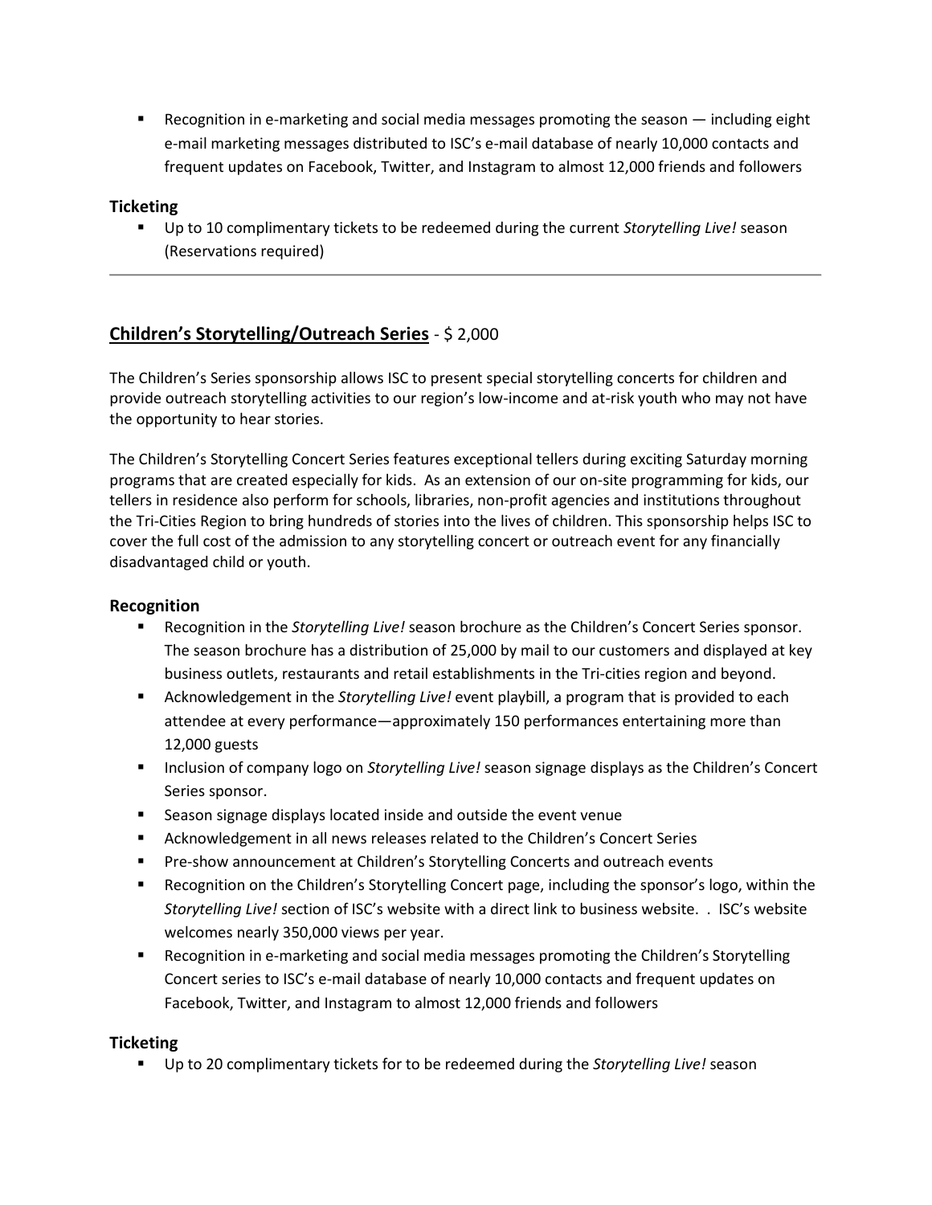- Recognition in e-marketing and social media messages promoting the season — including eight e-mail marketing messages distributed to ISC's e-mail database of nearly 10,000 contacts and frequent updates on Facebook, Twitter, and Instagram to almost 12,000 friends and followers

### Ticketing

- Up to 10 complimentary tickets to be redeemed during the current *Storytelling Live!* season (Reservations required)

---

## **Children's Storytelling/Outreach Series** - $ 2,000

The Children's Series sponsorship allows ISC to present special storytelling concerts for children and provide outreach storytelling activities to our region's low-income and at-risk youth who may not have the opportunity to hear stories.

The Children's Storytelling Concert Series features exceptional tellers during exciting Saturday morning programs that are created especially for kids. As an extension of our on-site programming for kids, our tellers in residence also perform for schools, libraries, non-profit agencies and institutions throughout the Tri-Cities Region to bring hundreds of stories into the lives of children. This sponsorship helps ISC to cover the full cost of the admission to any storytelling concert or outreach event for any financially disadvantaged child or youth.

### Recognition

- Recognition in the *Storytelling Live!* season brochure as the Children's Concert Series sponsor. The season brochure has a distribution of 25,000 by mail to our customers and displayed at key business outlets, restaurants and retail establishments in the Tri-cities region and beyond.
- Acknowledgement in the *Storytelling Live!* event playbill, a program that is provided to each attendee at every performance—approximately 150 performances entertaining more than 12,000 guests
- Inclusion of company logo on *Storytelling Live!* season signage displays as the Children's Concert Series sponsor.
- Season signage displays located inside and outside the event venue
- Acknowledgement in all news releases related to the Children's Concert Series
- Pre-show announcement at Children's Storytelling Concerts and outreach events
- Recognition on the Children's Storytelling Concert page, including the sponsor's logo, within the *Storytelling Live!* section of ISC's website with a direct link to business website. . ISC's website welcomes nearly 350,000 views per year.
- Recognition in e-marketing and social media messages promoting the Children's Storytelling Concert series to ISC's e-mail database of nearly 10,000 contacts and frequent updates on Facebook, Twitter, and Instagram to almost 12,000 friends and followers

### Ticketing

- Up to 20 complimentary tickets for to be redeemed during the *Storytelling Live!* season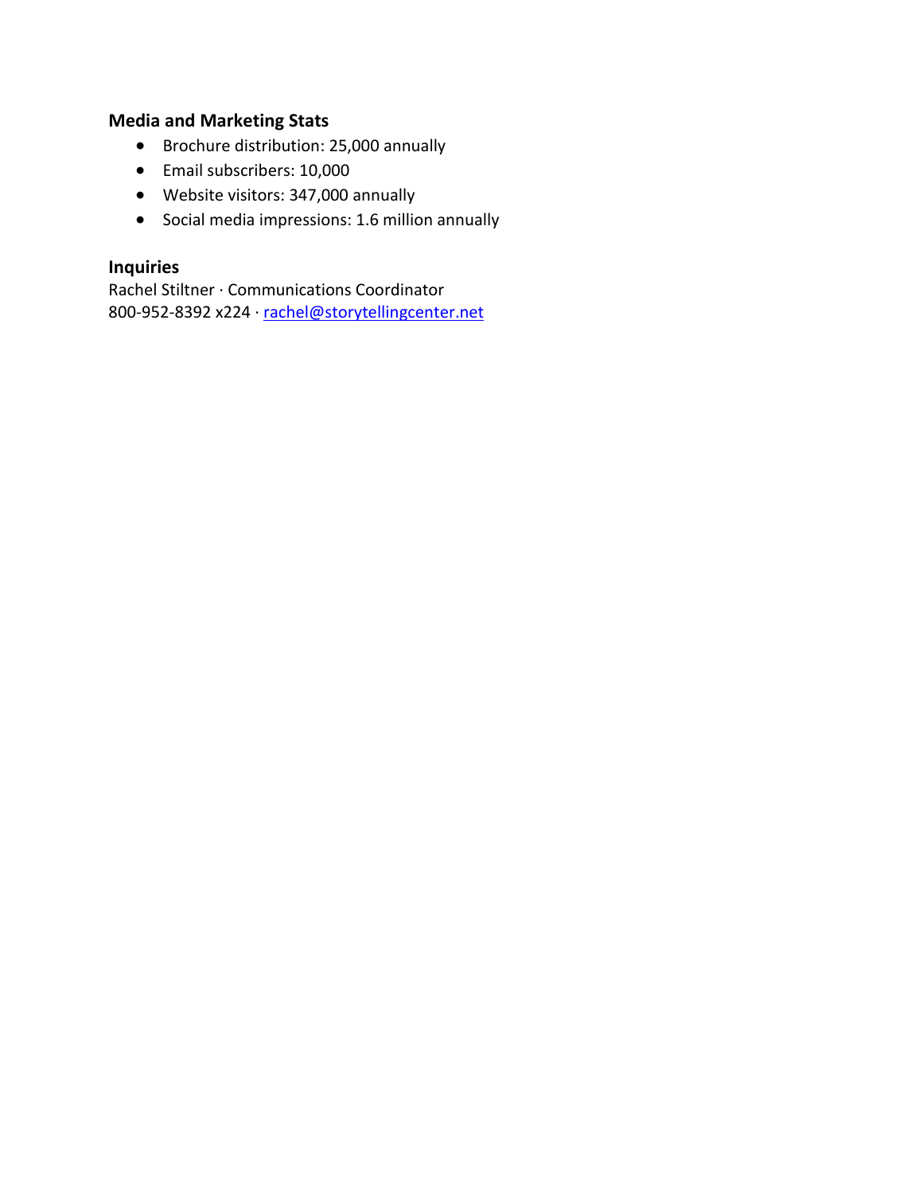### Media and Marketing Stats

- Brochure distribution: 25,000 annually
- Email subscribers: 10,000
- Website visitors: 347,000 annually
- Social media impressions: 1.6 million annually

### Inquiries

Rachel Stiltner · Communications Coordinator
800-952-8392 x224 · [rachel@storytellingcenter.net](mailto:rachel@storytellingcenter.net)